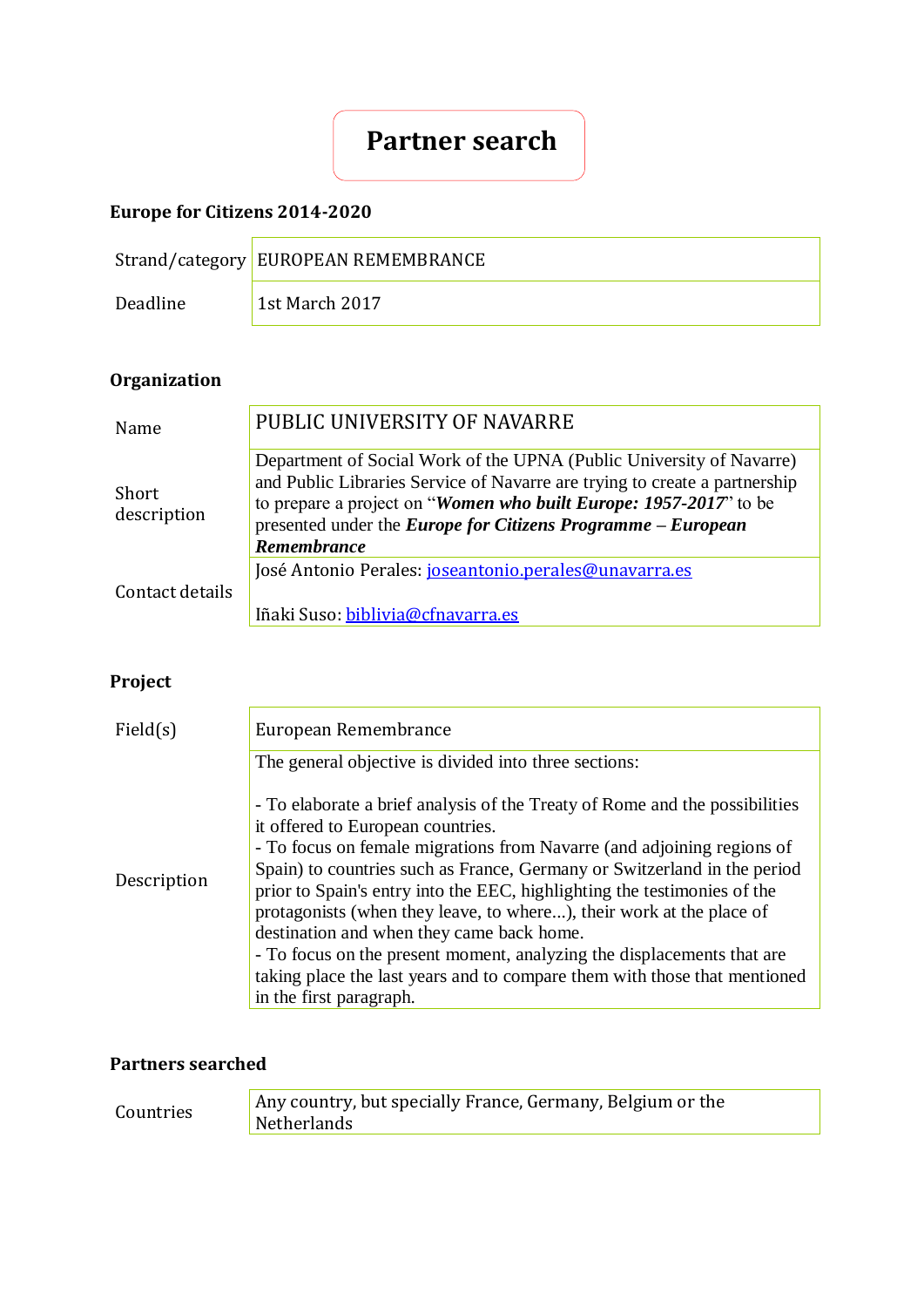# Partner search

## Europe for Citizens 2014-2020

| Strand/category | EUROPEAN REMEMBRANCE |
|---|---|
| Deadline | 1st March 2017 |

## Organization

| Name | PUBLIC UNIVERSITY OF NAVARRE |
|---|---|
| Short description | Department of Social Work of the UPNA (Public University of Navarre) and Public Libraries Service of Navarre are trying to create a partnership to prepare a project on "***Women who built Europe: 1957-2017***" to be presented under the ***Europe for Citizens Programme – European Remembrance*** |
| Contact details | José Antonio Perales: joseantonio.perales@unavarra.es<br><br>Iñaki Suso: biblivia@cfnavarra.es |

## Project

| Field(s) | European Remembrance |
|---|---|
| Description | The general objective is divided into three sections:<br><br>- To elaborate a brief analysis of the Treaty of Rome and the possibilities it offered to European countries.<br>- To focus on female migrations from Navarre (and adjoining regions of Spain) to countries such as France, Germany or Switzerland in the period prior to Spain's entry into the EEC, highlighting the testimonies of the protagonists (when they leave, to where...), their work at the place of destination and when they came back home.<br>- To focus on the present moment, analyzing the displacements that are taking place the last years and to compare them with those that mentioned in the first paragraph. |

## Partners searched

| Countries | Any country, but specially France, Germany, Belgium or the Netherlands |
|---|---|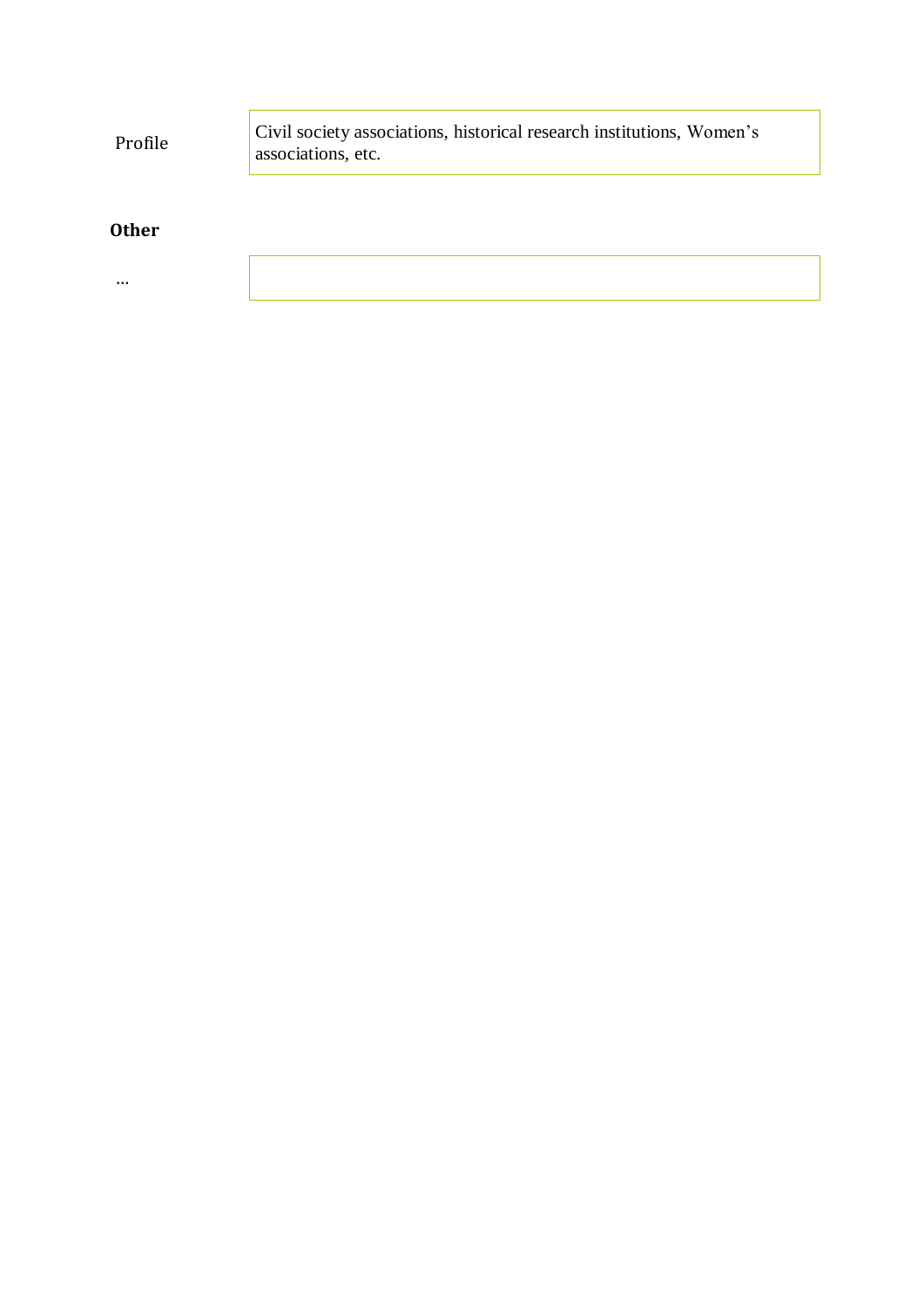| | |
|---|---|
| Profile | Civil society associations, historical research institutions, Women's associations, etc. |

**Other**

| | |
|---|---|
| ... | |